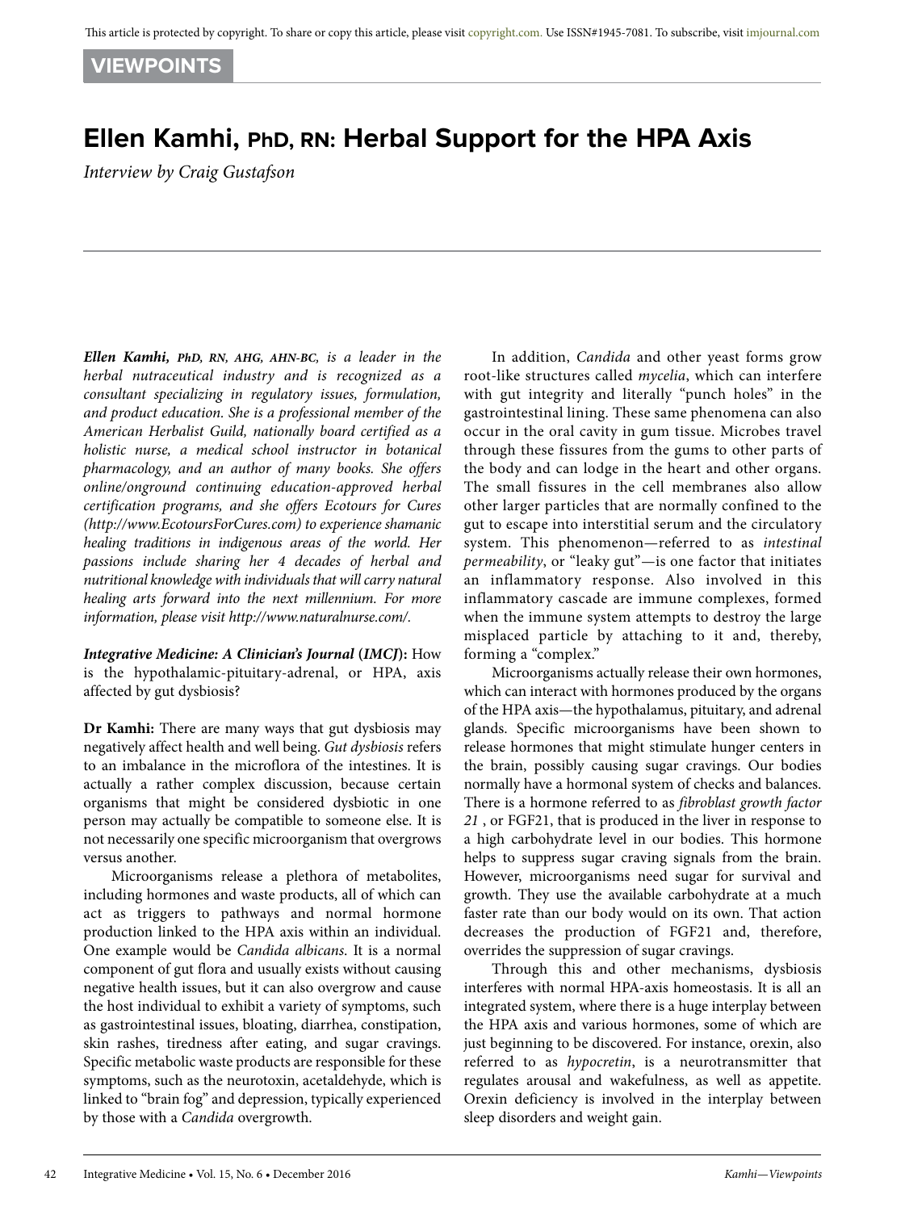VIEWPOINTS

# Ellen Kamhi, PhD, RN: Herbal Support for the HPA Axis

*Interview by Craig Gustafson*

***Ellen Kamhi**, PhD, RN, AHG, AHN-BC, is a leader in the herbal nutraceutical industry and is recognized as a consultant specializing in regulatory issues, formulation, and product education. She is a professional member of the American Herbalist Guild, nationally board certified as a holistic nurse, a medical school instructor in botanical pharmacology, and an author of many books. She offers online/onground continuing education-approved herbal certification programs, and she offers Ecotours for Cures (http://www.EcotoursForCures.com) to experience shamanic healing traditions in indigenous areas of the world. Her passions include sharing her 4 decades of herbal and nutritional knowledge with individuals that will carry natural healing arts forward into the next millennium. For more information, please visit http://www.naturalnurse.com/.*

***Integrative Medicine: A Clinician's Journal* (*IMCJ*):** How is the hypothalamic-pituitary-adrenal, or HPA, axis affected by gut dysbiosis?

**Dr Kamhi:** There are many ways that gut dysbiosis may negatively affect health and well being. *Gut dysbiosis* refers to an imbalance in the microflora of the intestines. It is actually a rather complex discussion, because certain organisms that might be considered dysbiotic in one person may actually be compatible to someone else. It is not necessarily one specific microorganism that overgrows versus another.

Microorganisms release a plethora of metabolites, including hormones and waste products, all of which can act as triggers to pathways and normal hormone production linked to the HPA axis within an individual. One example would be *Candida albicans*. It is a normal component of gut flora and usually exists without causing negative health issues, but it can also overgrow and cause the host individual to exhibit a variety of symptoms, such as gastrointestinal issues, bloating, diarrhea, constipation, skin rashes, tiredness after eating, and sugar cravings. Specific metabolic waste products are responsible for these symptoms, such as the neurotoxin, acetaldehyde, which is linked to "brain fog" and depression, typically experienced by those with a *Candida* overgrowth.

In addition, *Candida* and other yeast forms grow root-like structures called *mycelia*, which can interfere with gut integrity and literally "punch holes" in the gastrointestinal lining. These same phenomena can also occur in the oral cavity in gum tissue. Microbes travel through these fissures from the gums to other parts of the body and can lodge in the heart and other organs. The small fissures in the cell membranes also allow other larger particles that are normally confined to the gut to escape into interstitial serum and the circulatory system. This phenomenon—referred to as *intestinal permeability*, or "leaky gut"—is one factor that initiates an inflammatory response. Also involved in this inflammatory cascade are immune complexes, formed when the immune system attempts to destroy the large misplaced particle by attaching to it and, thereby, forming a "complex."

Microorganisms actually release their own hormones, which can interact with hormones produced by the organs of the HPA axis—the hypothalamus, pituitary, and adrenal glands. Specific microorganisms have been shown to release hormones that might stimulate hunger centers in the brain, possibly causing sugar cravings. Our bodies normally have a hormonal system of checks and balances. There is a hormone referred to as *fibroblast growth factor 21* , or FGF21, that is produced in the liver in response to a high carbohydrate level in our bodies. This hormone helps to suppress sugar craving signals from the brain. However, microorganisms need sugar for survival and growth. They use the available carbohydrate at a much faster rate than our body would on its own. That action decreases the production of FGF21 and, therefore, overrides the suppression of sugar cravings.

Through this and other mechanisms, dysbiosis interferes with normal HPA-axis homeostasis. It is all an integrated system, where there is a huge interplay between the HPA axis and various hormones, some of which are just beginning to be discovered. For instance, orexin, also referred to as *hypocretin*, is a neurotransmitter that regulates arousal and wakefulness, as well as appetite. Orexin deficiency is involved in the interplay between sleep disorders and weight gain.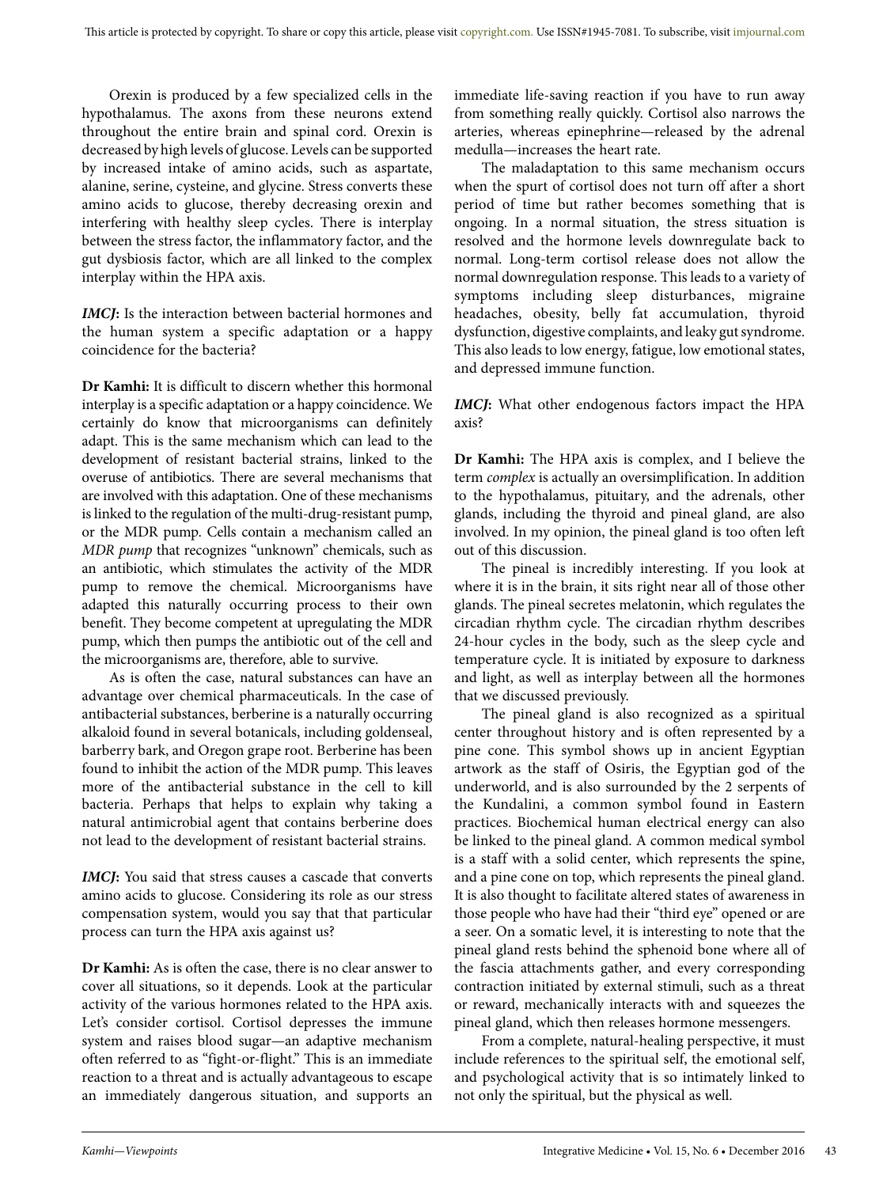Orexin is produced by a few specialized cells in the hypothalamus. The axons from these neurons extend throughout the entire brain and spinal cord. Orexin is decreased by high levels of glucose. Levels can be supported by increased intake of amino acids, such as aspartate, alanine, serine, cysteine, and glycine. Stress converts these amino acids to glucose, thereby decreasing orexin and interfering with healthy sleep cycles. There is interplay between the stress factor, the inflammatory factor, and the gut dysbiosis factor, which are all linked to the complex interplay within the HPA axis.

***IMCJ*:** Is the interaction between bacterial hormones and the human system a specific adaptation or a happy coincidence for the bacteria?

**Dr Kamhi:** It is difficult to discern whether this hormonal interplay is a specific adaptation or a happy coincidence. We certainly do know that microorganisms can definitely adapt. This is the same mechanism which can lead to the development of resistant bacterial strains, linked to the overuse of antibiotics. There are several mechanisms that are involved with this adaptation. One of these mechanisms is linked to the regulation of the multi-drug-resistant pump, or the MDR pump. Cells contain a mechanism called an *MDR pump* that recognizes "unknown" chemicals, such as an antibiotic, which stimulates the activity of the MDR pump to remove the chemical. Microorganisms have adapted this naturally occurring process to their own benefit. They become competent at upregulating the MDR pump, which then pumps the antibiotic out of the cell and the microorganisms are, therefore, able to survive.

As is often the case, natural substances can have an advantage over chemical pharmaceuticals. In the case of antibacterial substances, berberine is a naturally occurring alkaloid found in several botanicals, including goldenseal, barberry bark, and Oregon grape root. Berberine has been found to inhibit the action of the MDR pump. This leaves more of the antibacterial substance in the cell to kill bacteria. Perhaps that helps to explain why taking a natural antimicrobial agent that contains berberine does not lead to the development of resistant bacterial strains.

***IMCJ*:** You said that stress causes a cascade that converts amino acids to glucose. Considering its role as our stress compensation system, would you say that that particular process can turn the HPA axis against us?

**Dr Kamhi:** As is often the case, there is no clear answer to cover all situations, so it depends. Look at the particular activity of the various hormones related to the HPA axis. Let's consider cortisol. Cortisol depresses the immune system and raises blood sugar—an adaptive mechanism often referred to as "fight-or-flight." This is an immediate reaction to a threat and is actually advantageous to escape an immediately dangerous situation, and supports an immediate life-saving reaction if you have to run away from something really quickly. Cortisol also narrows the arteries, whereas epinephrine—released by the adrenal medulla—increases the heart rate.

The maladaptation to this same mechanism occurs when the spurt of cortisol does not turn off after a short period of time but rather becomes something that is ongoing. In a normal situation, the stress situation is resolved and the hormone levels downregulate back to normal. Long-term cortisol release does not allow the normal downregulation response. This leads to a variety of symptoms including sleep disturbances, migraine headaches, obesity, belly fat accumulation, thyroid dysfunction, digestive complaints, and leaky gut syndrome. This also leads to low energy, fatigue, low emotional states, and depressed immune function.

***IMCJ*:** What other endogenous factors impact the HPA axis?

**Dr Kamhi:** The HPA axis is complex, and I believe the term *complex* is actually an oversimplification. In addition to the hypothalamus, pituitary, and the adrenals, other glands, including the thyroid and pineal gland, are also involved. In my opinion, the pineal gland is too often left out of this discussion.

The pineal is incredibly interesting. If you look at where it is in the brain, it sits right near all of those other glands. The pineal secretes melatonin, which regulates the circadian rhythm cycle. The circadian rhythm describes 24-hour cycles in the body, such as the sleep cycle and temperature cycle. It is initiated by exposure to darkness and light, as well as interplay between all the hormones that we discussed previously.

The pineal gland is also recognized as a spiritual center throughout history and is often represented by a pine cone. This symbol shows up in ancient Egyptian artwork as the staff of Osiris, the Egyptian god of the underworld, and is also surrounded by the 2 serpents of the Kundalini, a common symbol found in Eastern practices. Biochemical human electrical energy can also be linked to the pineal gland. A common medical symbol is a staff with a solid center, which represents the spine, and a pine cone on top, which represents the pineal gland. It is also thought to facilitate altered states of awareness in those people who have had their "third eye" opened or are a seer. On a somatic level, it is interesting to note that the pineal gland rests behind the sphenoid bone where all of the fascia attachments gather, and every corresponding contraction initiated by external stimuli, such as a threat or reward, mechanically interacts with and squeezes the pineal gland, which then releases hormone messengers.

From a complete, natural-healing perspective, it must include references to the spiritual self, the emotional self, and psychological activity that is so intimately linked to not only the spiritual, but the physical as well.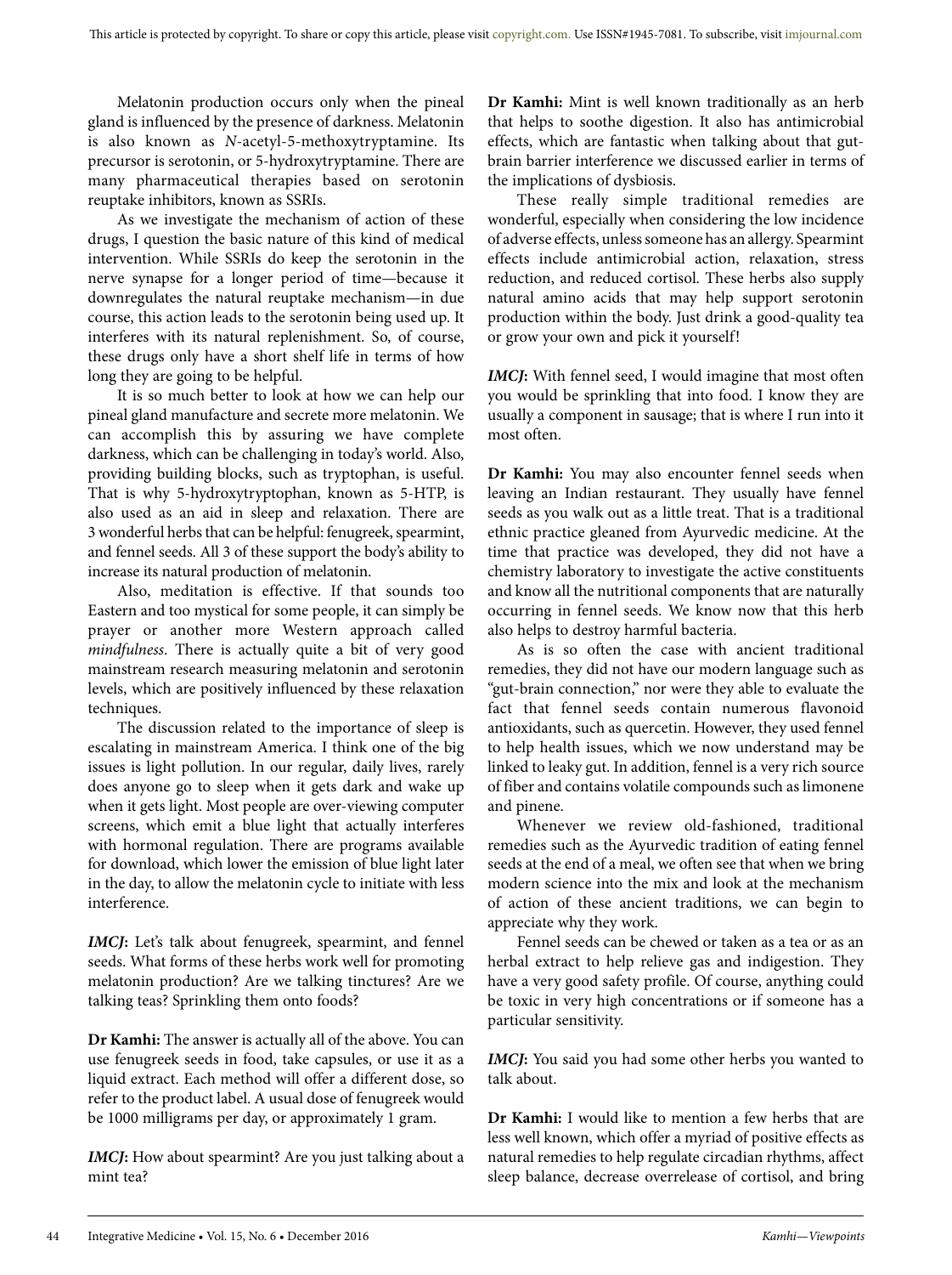Melatonin production occurs only when the pineal gland is influenced by the presence of darkness. Melatonin is also known as *N*-acetyl-5-methoxytryptamine. Its precursor is serotonin, or 5-hydroxytryptamine. There are many pharmaceutical therapies based on serotonin reuptake inhibitors, known as SSRIs.

As we investigate the mechanism of action of these drugs, I question the basic nature of this kind of medical intervention. While SSRIs do keep the serotonin in the nerve synapse for a longer period of time—because it downregulates the natural reuptake mechanism—in due course, this action leads to the serotonin being used up. It interferes with its natural replenishment. So, of course, these drugs only have a short shelf life in terms of how long they are going to be helpful.

It is so much better to look at how we can help our pineal gland manufacture and secrete more melatonin. We can accomplish this by assuring we have complete darkness, which can be challenging in today's world. Also, providing building blocks, such as tryptophan, is useful. That is why 5-hydroxytryptophan, known as 5-HTP, is also used as an aid in sleep and relaxation. There are 3 wonderful herbs that can be helpful: fenugreek, spearmint, and fennel seeds. All 3 of these support the body's ability to increase its natural production of melatonin.

Also, meditation is effective. If that sounds too Eastern and too mystical for some people, it can simply be prayer or another more Western approach called *mindfulness*. There is actually quite a bit of very good mainstream research measuring melatonin and serotonin levels, which are positively influenced by these relaxation techniques.

The discussion related to the importance of sleep is escalating in mainstream America. I think one of the big issues is light pollution. In our regular, daily lives, rarely does anyone go to sleep when it gets dark and wake up when it gets light. Most people are over-viewing computer screens, which emit a blue light that actually interferes with hormonal regulation. There are programs available for download, which lower the emission of blue light later in the day, to allow the melatonin cycle to initiate with less interference.

***IMCJ*:** Let's talk about fenugreek, spearmint, and fennel seeds. What forms of these herbs work well for promoting melatonin production? Are we talking tinctures? Are we talking teas? Sprinkling them onto foods?

**Dr Kamhi:** The answer is actually all of the above. You can use fenugreek seeds in food, take capsules, or use it as a liquid extract. Each method will offer a different dose, so refer to the product label. A usual dose of fenugreek would be 1000 milligrams per day, or approximately 1 gram.

***IMCJ*:** How about spearmint? Are you just talking about a mint tea?

**Dr Kamhi:** Mint is well known traditionally as an herb that helps to soothe digestion. It also has antimicrobial effects, which are fantastic when talking about that gut-brain barrier interference we discussed earlier in terms of the implications of dysbiosis.

These really simple traditional remedies are wonderful, especially when considering the low incidence of adverse effects, unless someone has an allergy. Spearmint effects include antimicrobial action, relaxation, stress reduction, and reduced cortisol. These herbs also supply natural amino acids that may help support serotonin production within the body. Just drink a good-quality tea or grow your own and pick it yourself!

***IMCJ*:** With fennel seed, I would imagine that most often you would be sprinkling that into food. I know they are usually a component in sausage; that is where I run into it most often.

**Dr Kamhi:** You may also encounter fennel seeds when leaving an Indian restaurant. They usually have fennel seeds as you walk out as a little treat. That is a traditional ethnic practice gleaned from Ayurvedic medicine. At the time that practice was developed, they did not have a chemistry laboratory to investigate the active constituents and know all the nutritional components that are naturally occurring in fennel seeds. We know now that this herb also helps to destroy harmful bacteria.

As is so often the case with ancient traditional remedies, they did not have our modern language such as "gut-brain connection," nor were they able to evaluate the fact that fennel seeds contain numerous flavonoid antioxidants, such as quercetin. However, they used fennel to help health issues, which we now understand may be linked to leaky gut. In addition, fennel is a very rich source of fiber and contains volatile compounds such as limonene and pinene.

Whenever we review old-fashioned, traditional remedies such as the Ayurvedic tradition of eating fennel seeds at the end of a meal, we often see that when we bring modern science into the mix and look at the mechanism of action of these ancient traditions, we can begin to appreciate why they work.

Fennel seeds can be chewed or taken as a tea or as an herbal extract to help relieve gas and indigestion. They have a very good safety profile. Of course, anything could be toxic in very high concentrations or if someone has a particular sensitivity.

***IMCJ*:** You said you had some other herbs you wanted to talk about.

**Dr Kamhi:** I would like to mention a few herbs that are less well known, which offer a myriad of positive effects as natural remedies to help regulate circadian rhythms, affect sleep balance, decrease overrelease of cortisol, and bring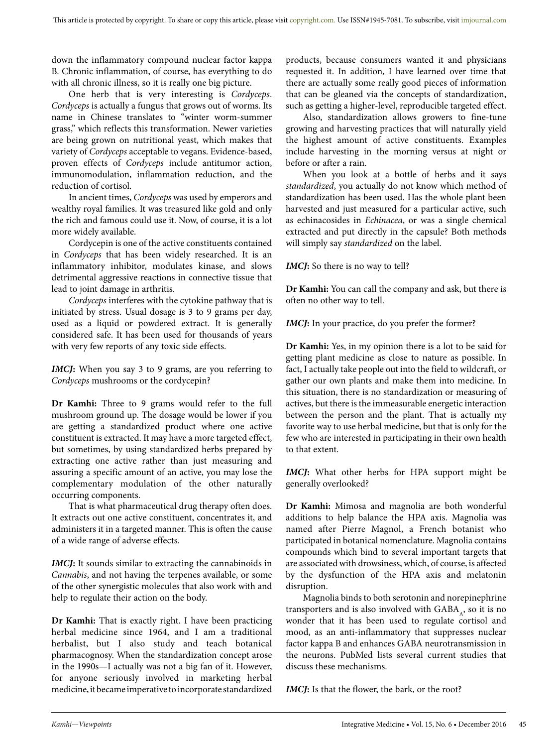down the inflammatory compound nuclear factor kappa B. Chronic inflammation, of course, has everything to do with all chronic illness, so it is really one big picture.

One herb that is very interesting is *Cordyceps*. *Cordyceps* is actually a fungus that grows out of worms. Its name in Chinese translates to "winter worm-summer grass," which reflects this transformation. Newer varieties are being grown on nutritional yeast, which makes that variety of *Cordyceps* acceptable to vegans. Evidence-based, proven effects of *Cordyceps* include antitumor action, immunomodulation, inflammation reduction, and the reduction of cortisol.

In ancient times, *Cordyceps* was used by emperors and wealthy royal families. It was treasured like gold and only the rich and famous could use it. Now, of course, it is a lot more widely available.

Cordycepin is one of the active constituents contained in *Cordyceps* that has been widely researched. It is an inflammatory inhibitor, modulates kinase, and slows detrimental aggressive reactions in connective tissue that lead to joint damage in arthritis.

*Cordyceps* interferes with the cytokine pathway that is initiated by stress. Usual dosage is 3 to 9 grams per day, used as a liquid or powdered extract. It is generally considered safe. It has been used for thousands of years with very few reports of any toxic side effects.

***IMCJ*:** When you say 3 to 9 grams, are you referring to *Cordyceps* mushrooms or the cordycepin?

**Dr Kamhi:** Three to 9 grams would refer to the full mushroom ground up. The dosage would be lower if you are getting a standardized product where one active constituent is extracted. It may have a more targeted effect, but sometimes, by using standardized herbs prepared by extracting one active rather than just measuring and assuring a specific amount of an active, you may lose the complementary modulation of the other naturally occurring components.

That is what pharmaceutical drug therapy often does. It extracts out one active constituent, concentrates it, and administers it in a targeted manner. This is often the cause of a wide range of adverse effects.

***IMCJ*:** It sounds similar to extracting the cannabinoids in *Cannabis*, and not having the terpenes available, or some of the other synergistic molecules that also work with and help to regulate their action on the body.

**Dr Kamhi:** That is exactly right. I have been practicing herbal medicine since 1964, and I am a traditional herbalist, but I also study and teach botanical pharmacognosy. When the standardization concept arose in the 1990s—I actually was not a big fan of it. However, for anyone seriously involved in marketing herbal medicine, it became imperative to incorporate standardized products, because consumers wanted it and physicians requested it. In addition, I have learned over time that there are actually some really good pieces of information that can be gleaned via the concepts of standardization, such as getting a higher-level, reproducible targeted effect.

Also, standardization allows growers to fine-tune growing and harvesting practices that will naturally yield the highest amount of active constituents. Examples include harvesting in the morning versus at night or before or after a rain.

When you look at a bottle of herbs and it says *standardized*, you actually do not know which method of standardization has been used. Has the whole plant been harvested and just measured for a particular active, such as echinacosides in *Echinacea*, or was a single chemical extracted and put directly in the capsule? Both methods will simply say *standardized* on the label.

***IMCJ*:** So there is no way to tell?

**Dr Kamhi:** You can call the company and ask, but there is often no other way to tell.

***IMCJ*:** In your practice, do you prefer the former?

**Dr Kamhi:** Yes, in my opinion there is a lot to be said for getting plant medicine as close to nature as possible. In fact, I actually take people out into the field to wildcraft, or gather our own plants and make them into medicine. In this situation, there is no standardization or measuring of actives, but there is the immeasurable energetic interaction between the person and the plant. That is actually my favorite way to use herbal medicine, but that is only for the few who are interested in participating in their own health to that extent.

***IMCJ*:** What other herbs for HPA support might be generally overlooked?

**Dr Kamhi:** Mimosa and magnolia are both wonderful additions to help balance the HPA axis. Magnolia was named after Pierre Magnol, a French botanist who participated in botanical nomenclature. Magnolia contains compounds which bind to several important targets that are associated with drowsiness, which, of course, is affected by the dysfunction of the HPA axis and melatonin disruption.

Magnolia binds to both serotonin and norepinephrine transporters and is also involved with $GABA_A$, so it is no wonder that it has been used to regulate cortisol and mood, as an anti-inflammatory that suppresses nuclear factor kappa B and enhances GABA neurotransmission in the neurons. PubMed lists several current studies that discuss these mechanisms.

***IMCJ*:** Is that the flower, the bark, or the root?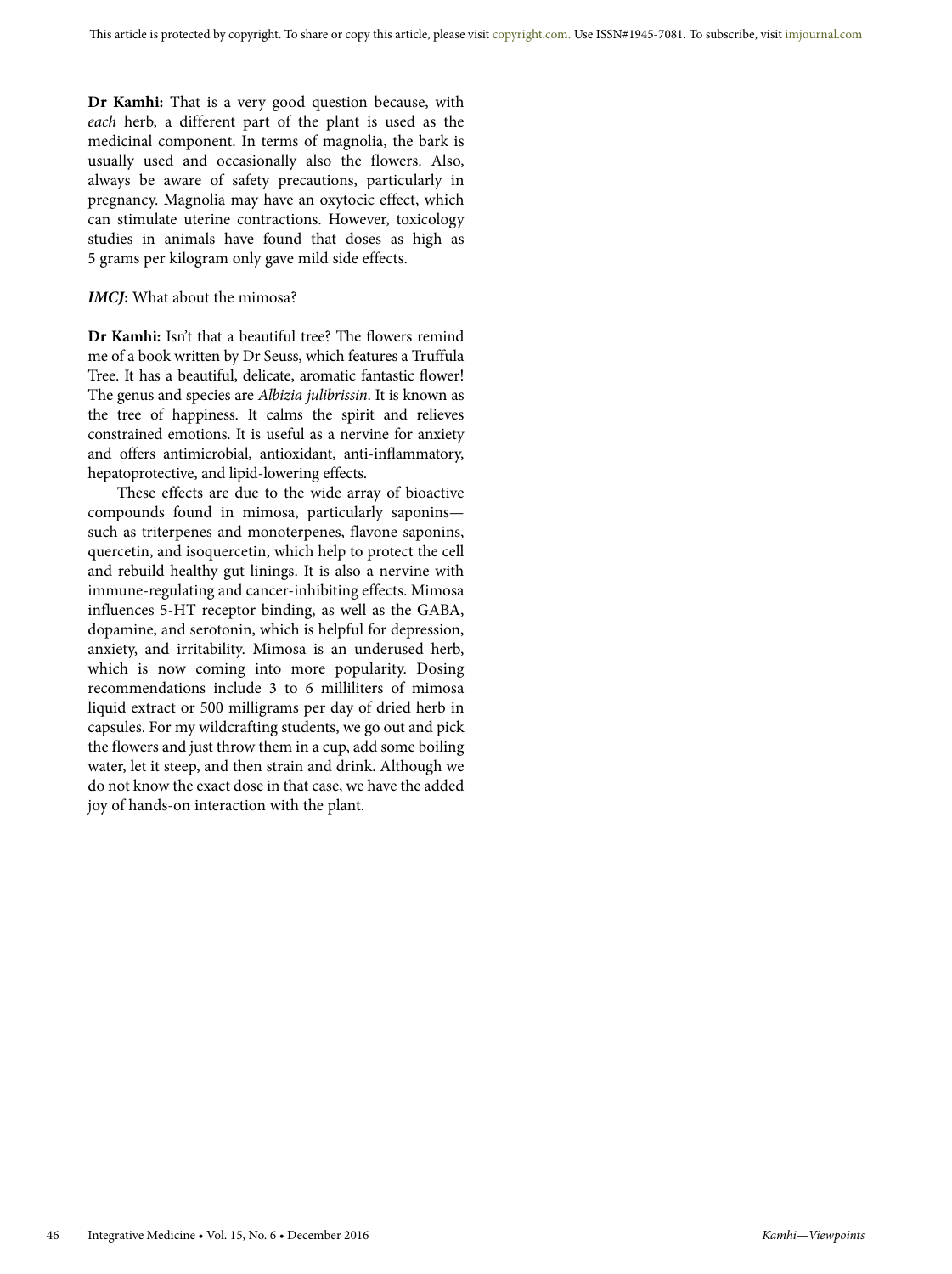**Dr Kamhi:** That is a very good question because, with *each* herb, a different part of the plant is used as the medicinal component. In terms of magnolia, the bark is usually used and occasionally also the flowers. Also, always be aware of safety precautions, particularly in pregnancy. Magnolia may have an oxytocic effect, which can stimulate uterine contractions. However, toxicology studies in animals have found that doses as high as 5 grams per kilogram only gave mild side effects.

***IMCJ*:** What about the mimosa?

**Dr Kamhi:** Isn't that a beautiful tree? The flowers remind me of a book written by Dr Seuss, which features a Truffula Tree. It has a beautiful, delicate, aromatic fantastic flower! The genus and species are *Albizia julibrissin*. It is known as the tree of happiness. It calms the spirit and relieves constrained emotions. It is useful as a nervine for anxiety and offers antimicrobial, antioxidant, anti-inflammatory, hepatoprotective, and lipid-lowering effects.

These effects are due to the wide array of bioactive compounds found in mimosa, particularly saponins—such as triterpenes and monoterpenes, flavone saponins, quercetin, and isoquercetin, which help to protect the cell and rebuild healthy gut linings. It is also a nervine with immune-regulating and cancer-inhibiting effects. Mimosa influences 5-HT receptor binding, as well as the GABA, dopamine, and serotonin, which is helpful for depression, anxiety, and irritability. Mimosa is an underused herb, which is now coming into more popularity. Dosing recommendations include 3 to 6 milliliters of mimosa liquid extract or 500 milligrams per day of dried herb in capsules. For my wildcrafting students, we go out and pick the flowers and just throw them in a cup, add some boiling water, let it steep, and then strain and drink. Although we do not know the exact dose in that case, we have the added joy of hands-on interaction with the plant.